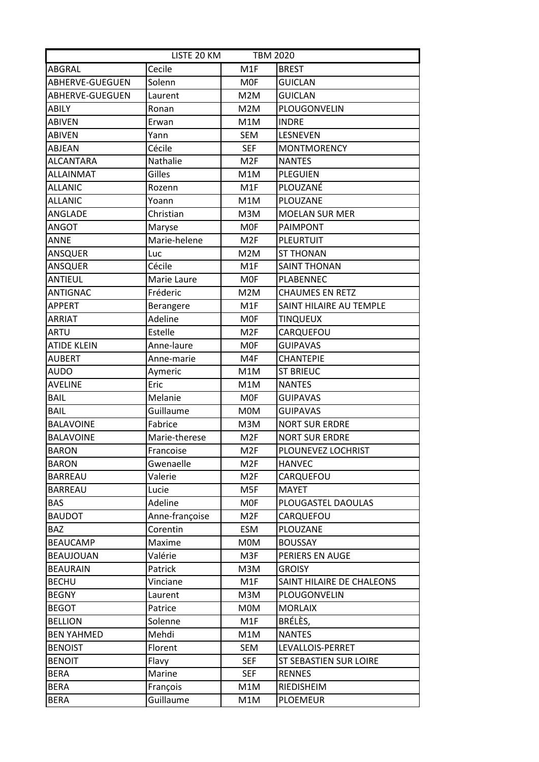| LISTE 20 KM TBM 2020 | | | |
|---|---|---|---|
| ABGRAL | Cecile | M1F | BREST |
| ABHERVE-GUEGUEN | Solenn | M0F | GUICLAN |
| ABHERVE-GUEGUEN | Laurent | M2M | GUICLAN |
| ABILY | Ronan | M2M | PLOUGONVELIN |
| ABIVEN | Erwan | M1M | INDRE |
| ABIVEN | Yann | SEM | LESNEVEN |
| ABJEAN | Cécile | SEF | MONTMORENCY |
| ALCANTARA | Nathalie | M2F | NANTES |
| ALLAINMAT | Gilles | M1M | PLEGUIEN |
| ALLANIC | Rozenn | M1F | PLOUZANÉ |
| ALLANIC | Yoann | M1M | PLOUZANE |
| ANGLADE | Christian | M3M | MOELAN SUR MER |
| ANGOT | Maryse | M0F | PAIMPONT |
| ANNE | Marie-helene | M2F | PLEURTUIT |
| ANSQUER | Luc | M2M | ST THONAN |
| ANSQUER | Cécile | M1F | SAINT THONAN |
| ANTIEUL | Marie Laure | M0F | PLABENNEC |
| ANTIGNAC | Fréderic | M2M | CHAUMES EN RETZ |
| APPERT | Berangere | M1F | SAINT HILAIRE AU TEMPLE |
| ARRIAT | Adeline | M0F | TINQUEUX |
| ARTU | Estelle | M2F | CARQUEFOU |
| ATIDE KLEIN | Anne-laure | M0F | GUIPAVAS |
| AUBERT | Anne-marie | M4F | CHANTEPIE |
| AUDO | Aymeric | M1M | ST BRIEUC |
| AVELINE | Eric | M1M | NANTES |
| BAIL | Melanie | M0F | GUIPAVAS |
| BAIL | Guillaume | M0M | GUIPAVAS |
| BALAVOINE | Fabrice | M3M | NORT SUR ERDRE |
| BALAVOINE | Marie-therese | M2F | NORT SUR ERDRE |
| BARON | Francoise | M2F | PLOUNEVEZ LOCHRIST |
| BARON | Gwenaelle | M2F | HANVEC |
| BARREAU | Valerie | M2F | CARQUEFOU |
| BARREAU | Lucie | M5F | MAYET |
| BAS | Adeline | M0F | PLOUGASTEL DAOULAS |
| BAUDOT | Anne-françoise | M2F | CARQUEFOU |
| BAZ | Corentin | ESM | PLOUZANE |
| BEAUCAMP | Maxime | M0M | BOUSSAY |
| BEAUJOUAN | Valérie | M3F | PERIERS EN AUGE |
| BEAURAIN | Patrick | M3M | GROISY |
| BECHU | Vinciane | M1F | SAINT HILAIRE DE CHALEONS |
| BEGNY | Laurent | M3M | PLOUGONVELIN |
| BEGOT | Patrice | M0M | MORLAIX |
| BELLION | Solenne | M1F | BRÉLÈS, |
| BEN YAHMED | Mehdi | M1M | NANTES |
| BENOIST | Florent | SEM | LEVALLOIS-PERRET |
| BENOIT | Flavy | SEF | ST SEBASTIEN SUR LOIRE |
| BERA | Marine | SEF | RENNES |
| BERA | François | M1M | RIEDISHEIM |
| BERA | Guillaume | M1M | PLOEMEUR |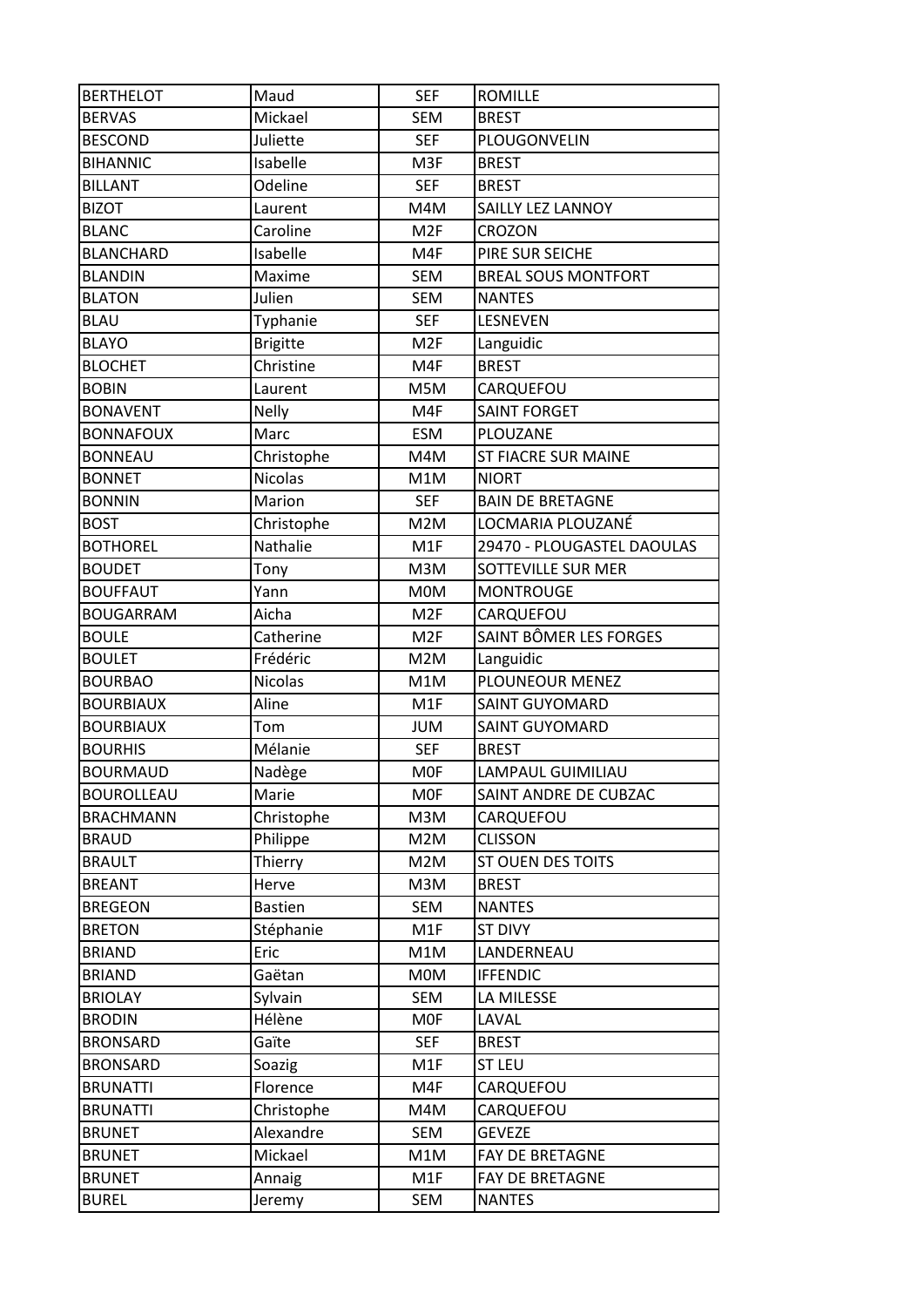| BERTHELOT | Maud | SEF | ROMILLE |
|---|---|---|---|
| BERVAS | Mickael | SEM | BREST |
| BESCOND | Juliette | SEF | PLOUGONVELIN |
| BIHANNIC | Isabelle | M3F | BREST |
| BILLANT | Odeline | SEF | BREST |
| BIZOT | Laurent | M4M | SAILLY LEZ LANNOY |
| BLANC | Caroline | M2F | CROZON |
| BLANCHARD | Isabelle | M4F | PIRE SUR SEICHE |
| BLANDIN | Maxime | SEM | BREAL SOUS MONTFORT |
| BLATON | Julien | SEM | NANTES |
| BLAU | Typhanie | SEF | LESNEVEN |
| BLAYO | Brigitte | M2F | Languidic |
| BLOCHET | Christine | M4F | BREST |
| BOBIN | Laurent | M5M | CARQUEFOU |
| BONAVENT | Nelly | M4F | SAINT FORGET |
| BONNAFOUX | Marc | ESM | PLOUZANE |
| BONNEAU | Christophe | M4M | ST FIACRE SUR MAINE |
| BONNET | Nicolas | M1M | NIORT |
| BONNIN | Marion | SEF | BAIN DE BRETAGNE |
| BOST | Christophe | M2M | LOCMARIA PLOUZANÉ |
| BOTHOREL | Nathalie | M1F | 29470 - PLOUGASTEL DAOULAS |
| BOUDET | Tony | M3M | SOTTEVILLE SUR MER |
| BOUFFAUT | Yann | M0M | MONTROUGE |
| BOUGARRAM | Aicha | M2F | CARQUEFOU |
| BOULE | Catherine | M2F | SAINT BÔMER LES FORGES |
| BOULET | Frédéric | M2M | Languidic |
| BOURBAO | Nicolas | M1M | PLOUNEOUR MENEZ |
| BOURBIAUX | Aline | M1F | SAINT GUYOMARD |
| BOURBIAUX | Tom | JUM | SAINT GUYOMARD |
| BOURHIS | Mélanie | SEF | BREST |
| BOURMAUD | Nadège | M0F | LAMPAUL GUIMILIAU |
| BOUROLLEAU | Marie | M0F | SAINT ANDRE DE CUBZAC |
| BRACHMANN | Christophe | M3M | CARQUEFOU |
| BRAUD | Philippe | M2M | CLISSON |
| BRAULT | Thierry | M2M | ST OUEN DES TOITS |
| BREANT | Herve | M3M | BREST |
| BREGEON | Bastien | SEM | NANTES |
| BRETON | Stéphanie | M1F | ST DIVY |
| BRIAND | Eric | M1M | LANDERNEAU |
| BRIAND | Gaëtan | M0M | IFFENDIC |
| BRIOLAY | Sylvain | SEM | LA MILESSE |
| BRODIN | Hélène | M0F | LAVAL |
| BRONSARD | Gaïte | SEF | BREST |
| BRONSARD | Soazig | M1F | ST LEU |
| BRUNATTI | Florence | M4F | CARQUEFOU |
| BRUNATTI | Christophe | M4M | CARQUEFOU |
| BRUNET | Alexandre | SEM | GEVEZE |
| BRUNET | Mickael | M1M | FAY DE BRETAGNE |
| BRUNET | Annaig | M1F | FAY DE BRETAGNE |
| BUREL | Jeremy | SEM | NANTES |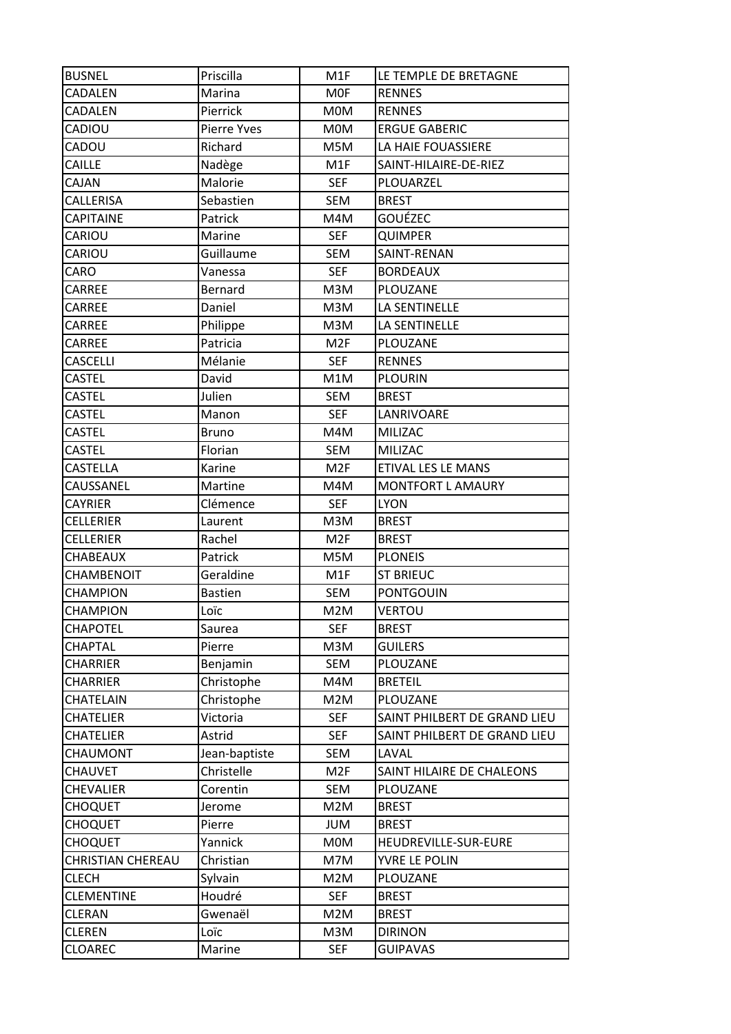| BUSNEL | Priscilla | M1F | LE TEMPLE DE BRETAGNE |
|---|---|---|---|
| CADALEN | Marina | M0F | RENNES |
| CADALEN | Pierrick | M0M | RENNES |
| CADIOU | Pierre Yves | M0M | ERGUE GABERIC |
| CADOU | Richard | M5M | LA HAIE FOUASSIERE |
| CAILLE | Nadège | M1F | SAINT-HILAIRE-DE-RIEZ |
| CAJAN | Malorie | SEF | PLOUARZEL |
| CALLERISA | Sebastien | SEM | BREST |
| CAPITAINE | Patrick | M4M | GOUÉZEC |
| CARIOU | Marine | SEF | QUIMPER |
| CARIOU | Guillaume | SEM | SAINT-RENAN |
| CARO | Vanessa | SEF | BORDEAUX |
| CARREE | Bernard | M3M | PLOUZANE |
| CARREE | Daniel | M3M | LA SENTINELLE |
| CARREE | Philippe | M3M | LA SENTINELLE |
| CARREE | Patricia | M2F | PLOUZANE |
| CASCELLI | Mélanie | SEF | RENNES |
| CASTEL | David | M1M | PLOURIN |
| CASTEL | Julien | SEM | BREST |
| CASTEL | Manon | SEF | LANRIVOARE |
| CASTEL | Bruno | M4M | MILIZAC |
| CASTEL | Florian | SEM | MILIZAC |
| CASTELLA | Karine | M2F | ETIVAL LES LE MANS |
| CAUSSANEL | Martine | M4M | MONTFORT L AMAURY |
| CAYRIER | Clémence | SEF | LYON |
| CELLERIER | Laurent | M3M | BREST |
| CELLERIER | Rachel | M2F | BREST |
| CHABEAUX | Patrick | M5M | PLONEIS |
| CHAMBENOIT | Geraldine | M1F | ST BRIEUC |
| CHAMPION | Bastien | SEM | PONTGOUIN |
| CHAMPION | Loïc | M2M | VERTOU |
| CHAPOTEL | Saurea | SEF | BREST |
| CHAPTAL | Pierre | M3M | GUILERS |
| CHARRIER | Benjamin | SEM | PLOUZANE |
| CHARRIER | Christophe | M4M | BRETEIL |
| CHATELAIN | Christophe | M2M | PLOUZANE |
| CHATELIER | Victoria | SEF | SAINT PHILBERT DE GRAND LIEU |
| CHATELIER | Astrid | SEF | SAINT PHILBERT DE GRAND LIEU |
| CHAUMONT | Jean-baptiste | SEM | LAVAL |
| CHAUVET | Christelle | M2F | SAINT HILAIRE DE CHALEONS |
| CHEVALIER | Corentin | SEM | PLOUZANE |
| CHOQUET | Jerome | M2M | BREST |
| CHOQUET | Pierre | JUM | BREST |
| CHOQUET | Yannick | M0M | HEUDREVILLE-SUR-EURE |
| CHRISTIAN CHEREAU | Christian | M7M | YVRE LE POLIN |
| CLECH | Sylvain | M2M | PLOUZANE |
| CLEMENTINE | Houdré | SEF | BREST |
| CLERAN | Gwenaël | M2M | BREST |
| CLEREN | Loïc | M3M | DIRINON |
| CLOAREC | Marine | SEF | GUIPAVAS |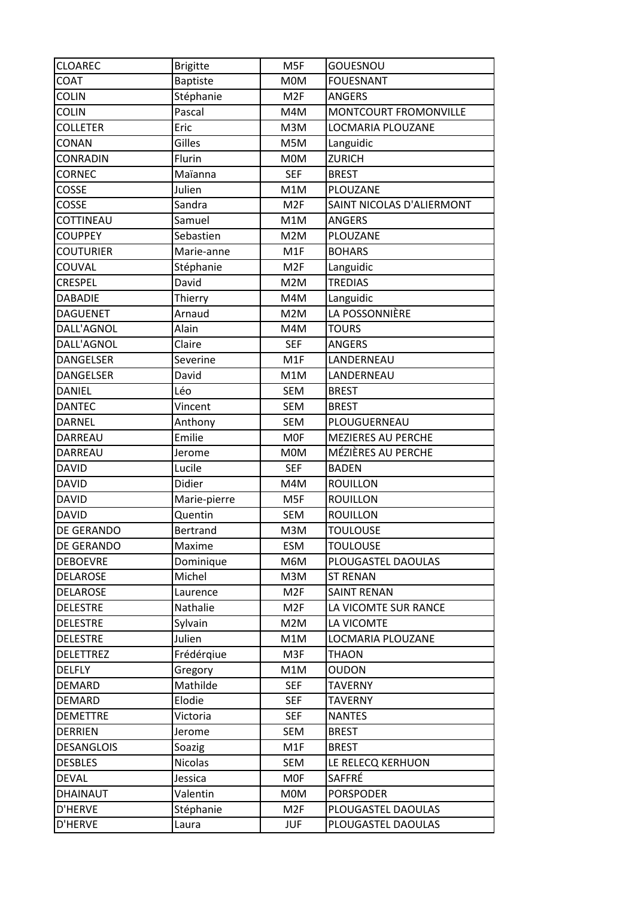| CLOAREC | Brigitte | M5F | GOUESNOU |
|---|---|---|---|
| COAT | Baptiste | M0M | FOUESNANT |
| COLIN | Stéphanie | M2F | ANGERS |
| COLIN | Pascal | M4M | MONTCOURT FROMONVILLE |
| COLLETER | Eric | M3M | LOCMARIA PLOUZANE |
| CONAN | Gilles | M5M | Languidic |
| CONRADIN | Flurin | M0M | ZURICH |
| CORNEC | Maïanna | SEF | BREST |
| COSSE | Julien | M1M | PLOUZANE |
| COSSE | Sandra | M2F | SAINT NICOLAS D'ALIERMONT |
| COTTINEAU | Samuel | M1M | ANGERS |
| COUPPEY | Sebastien | M2M | PLOUZANE |
| COUTURIER | Marie-anne | M1F | BOHARS |
| COUVAL | Stéphanie | M2F | Languidic |
| CRESPEL | David | M2M | TREDIAS |
| DABADIE | Thierry | M4M | Languidic |
| DAGUENET | Arnaud | M2M | LA POSSONNIÈRE |
| DALL'AGNOL | Alain | M4M | TOURS |
| DALL'AGNOL | Claire | SEF | ANGERS |
| DANGELSER | Severine | M1F | LANDERNEAU |
| DANGELSER | David | M1M | LANDERNEAU |
| DANIEL | Léo | SEM | BREST |
| DANTEC | Vincent | SEM | BREST |
| DARNEL | Anthony | SEM | PLOUGUERNEAU |
| DARREAU | Emilie | M0F | MEZIERES AU PERCHE |
| DARREAU | Jerome | M0M | MÉZIÈRES AU PERCHE |
| DAVID | Lucile | SEF | BADEN |
| DAVID | Didier | M4M | ROUILLON |
| DAVID | Marie-pierre | M5F | ROUILLON |
| DAVID | Quentin | SEM | ROUILLON |
| DE GERANDO | Bertrand | M3M | TOULOUSE |
| DE GERANDO | Maxime | ESM | TOULOUSE |
| DEBOEVRE | Dominique | M6M | PLOUGASTEL DAOULAS |
| DELAROSE | Michel | M3M | ST RENAN |
| DELAROSE | Laurence | M2F | SAINT RENAN |
| DELESTRE | Nathalie | M2F | LA VICOMTE SUR RANCE |
| DELESTRE | Sylvain | M2M | LA VICOMTE |
| DELESTRE | Julien | M1M | LOCMARIA PLOUZANE |
| DELETTREZ | Frédérqiue | M3F | THAON |
| DELFLY | Gregory | M1M | OUDON |
| DEMARD | Mathilde | SEF | TAVERNY |
| DEMARD | Elodie | SEF | TAVERNY |
| DEMETTRE | Victoria | SEF | NANTES |
| DERRIEN | Jerome | SEM | BREST |
| DESANGLOIS | Soazig | M1F | BREST |
| DESBLES | Nicolas | SEM | LE RELECQ KERHUON |
| DEVAL | Jessica | M0F | SAFFRÉ |
| DHAINAUT | Valentin | M0M | PORSPODER |
| D'HERVE | Stéphanie | M2F | PLOUGASTEL DAOULAS |
| D'HERVE | Laura | JUF | PLOUGASTEL DAOULAS |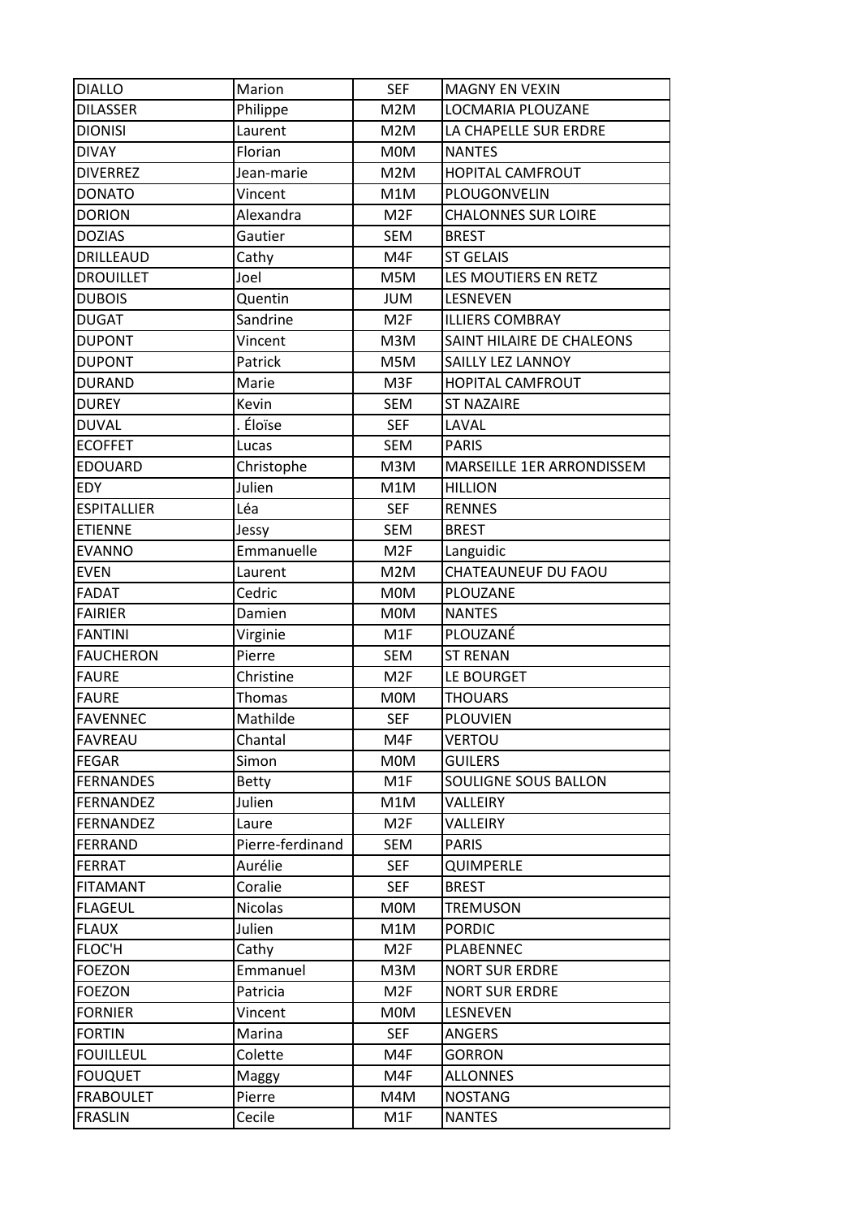| DIALLO | Marion | SEF | MAGNY EN VEXIN |
|---|---|---|---|
| DILASSER | Philippe | M2M | LOCMARIA PLOUZANE |
| DIONISI | Laurent | M2M | LA CHAPELLE SUR ERDRE |
| DIVAY | Florian | M0M | NANTES |
| DIVERREZ | Jean-marie | M2M | HOPITAL CAMFROUT |
| DONATO | Vincent | M1M | PLOUGONVELIN |
| DORION | Alexandra | M2F | CHALONNES SUR LOIRE |
| DOZIAS | Gautier | SEM | BREST |
| DRILLEAUD | Cathy | M4F | ST GELAIS |
| DROUILLET | Joel | M5M | LES MOUTIERS EN RETZ |
| DUBOIS | Quentin | JUM | LESNEVEN |
| DUGAT | Sandrine | M2F | ILLIERS COMBRAY |
| DUPONT | Vincent | M3M | SAINT HILAIRE DE CHALEONS |
| DUPONT | Patrick | M5M | SAILLY LEZ LANNOY |
| DURAND | Marie | M3F | HOPITAL CAMFROUT |
| DUREY | Kevin | SEM | ST NAZAIRE |
| DUVAL | . Éloïse | SEF | LAVAL |
| ECOFFET | Lucas | SEM | PARIS |
| EDOUARD | Christophe | M3M | MARSEILLE 1ER ARRONDISSEM |
| EDY | Julien | M1M | HILLION |
| ESPITALLIER | Léa | SEF | RENNES |
| ETIENNE | Jessy | SEM | BREST |
| EVANNO | Emmanuelle | M2F | Languidic |
| EVEN | Laurent | M2M | CHATEAUNEUF DU FAOU |
| FADAT | Cedric | M0M | PLOUZANE |
| FAIRIER | Damien | M0M | NANTES |
| FANTINI | Virginie | M1F | PLOUZANÉ |
| FAUCHERON | Pierre | SEM | ST RENAN |
| FAURE | Christine | M2F | LE BOURGET |
| FAURE | Thomas | M0M | THOUARS |
| FAVENNEC | Mathilde | SEF | PLOUVIEN |
| FAVREAU | Chantal | M4F | VERTOU |
| FEGAR | Simon | M0M | GUILERS |
| FERNANDES | Betty | M1F | SOULIGNE SOUS BALLON |
| FERNANDEZ | Julien | M1M | VALLEIRY |
| FERNANDEZ | Laure | M2F | VALLEIRY |
| FERRAND | Pierre-ferdinand | SEM | PARIS |
| FERRAT | Aurélie | SEF | QUIMPERLE |
| FITAMANT | Coralie | SEF | BREST |
| FLAGEUL | Nicolas | M0M | TREMUSON |
| FLAUX | Julien | M1M | PORDIC |
| FLOC'H | Cathy | M2F | PLABENNEC |
| FOEZON | Emmanuel | M3M | NORT SUR ERDRE |
| FOEZON | Patricia | M2F | NORT SUR ERDRE |
| FORNIER | Vincent | M0M | LESNEVEN |
| FORTIN | Marina | SEF | ANGERS |
| FOUILLEUL | Colette | M4F | GORRON |
| FOUQUET | Maggy | M4F | ALLONNES |
| FRABOULET | Pierre | M4M | NOSTANG |
| FRASLIN | Cecile | M1F | NANTES |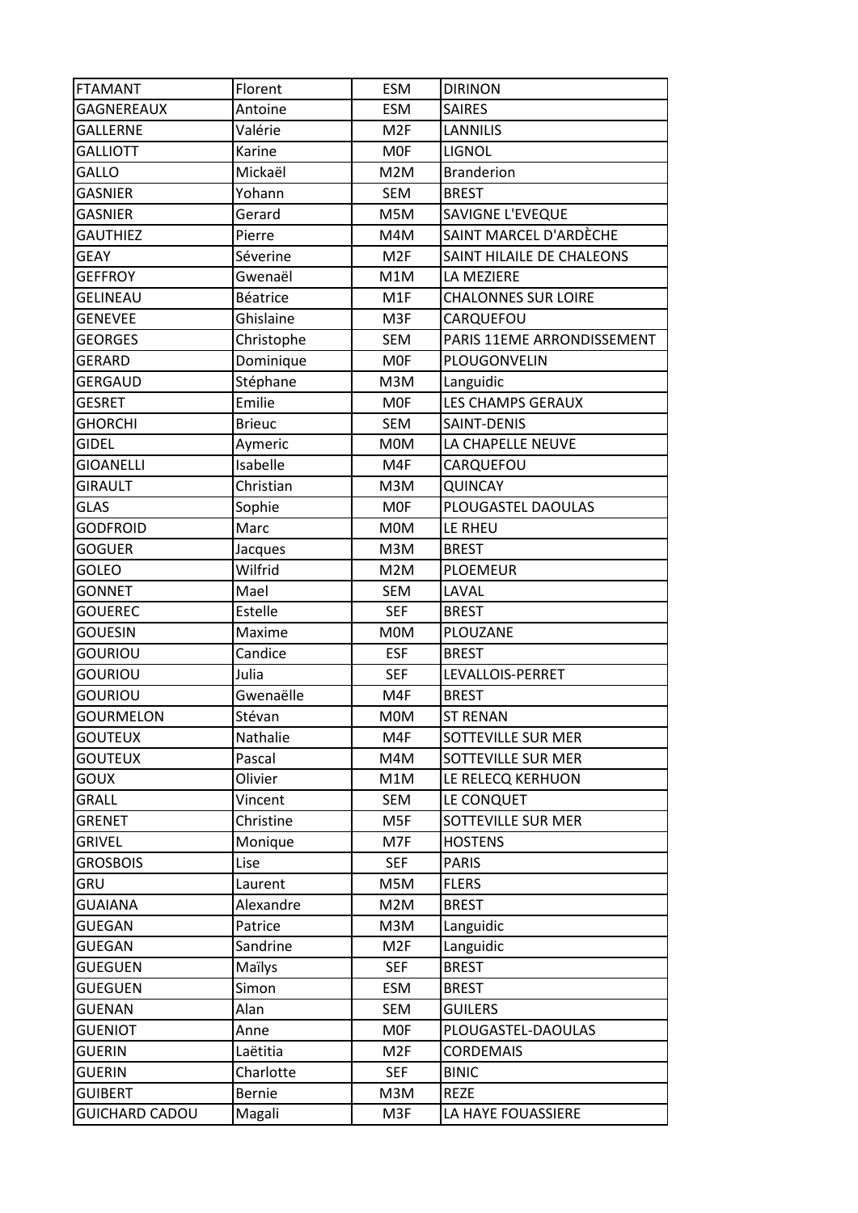| | | | |
|---|---|---|---|
| FTAMANT | Florent | ESM | DIRINON |
| GAGNEREAUX | Antoine | ESM | SAIRES |
| GALLERNE | Valérie | M2F | LANNILIS |
| GALLIOTT | Karine | M0F | LIGNOL |
| GALLO | Mickaël | M2M | Branderion |
| GASNIER | Yohann | SEM | BREST |
| GASNIER | Gerard | M5M | SAVIGNE L'EVEQUE |
| GAUTHIEZ | Pierre | M4M | SAINT MARCEL D'ARDÈCHE |
| GEAY | Séverine | M2F | SAINT HILAILE DE CHALEONS |
| GEFFROY | Gwenaël | M1M | LA MEZIERE |
| GELINEAU | Béatrice | M1F | CHALONNES SUR LOIRE |
| GENEVEE | Ghislaine | M3F | CARQUEFOU |
| GEORGES | Christophe | SEM | PARIS 11EME ARRONDISSEMENT |
| GERARD | Dominique | M0F | PLOUGONVELIN |
| GERGAUD | Stéphane | M3M | Languidic |
| GESRET | Emilie | M0F | LES CHAMPS GERAUX |
| GHORCHI | Brieuc | SEM | SAINT-DENIS |
| GIDEL | Aymeric | M0M | LA CHAPELLE NEUVE |
| GIOANELLI | Isabelle | M4F | CARQUEFOU |
| GIRAULT | Christian | M3M | QUINCAY |
| GLAS | Sophie | M0F | PLOUGASTEL DAOULAS |
| GODFROID | Marc | M0M | LE RHEU |
| GOGUER | Jacques | M3M | BREST |
| GOLEO | Wilfrid | M2M | PLOEMEUR |
| GONNET | Mael | SEM | LAVAL |
| GOUEREC | Estelle | SEF | BREST |
| GOUESIN | Maxime | M0M | PLOUZANE |
| GOURIOU | Candice | ESF | BREST |
| GOURIOU | Julia | SEF | LEVALLOIS-PERRET |
| GOURIOU | Gwenaëlle | M4F | BREST |
| GOURMELON | Stévan | M0M | ST RENAN |
| GOUTEUX | Nathalie | M4F | SOTTEVILLE SUR MER |
| GOUTEUX | Pascal | M4M | SOTTEVILLE SUR MER |
| GOUX | Olivier | M1M | LE RELECQ KERHUON |
| GRALL | Vincent | SEM | LE CONQUET |
| GRENET | Christine | M5F | SOTTEVILLE SUR MER |
| GRIVEL | Monique | M7F | HOSTENS |
| GROSBOIS | Lise | SEF | PARIS |
| GRU | Laurent | M5M | FLERS |
| GUAIANA | Alexandre | M2M | BREST |
| GUEGAN | Patrice | M3M | Languidic |
| GUEGAN | Sandrine | M2F | Languidic |
| GUEGUEN | Maïlys | SEF | BREST |
| GUEGUEN | Simon | ESM | BREST |
| GUENAN | Alan | SEM | GUILERS |
| GUENIOT | Anne | M0F | PLOUGASTEL-DAOULAS |
| GUERIN | Laëtitia | M2F | CORDEMAIS |
| GUERIN | Charlotte | SEF | BINIC |
| GUIBERT | Bernie | M3M | REZE |
| GUICHARD CADOU | Magali | M3F | LA HAYE FOUASSIERE |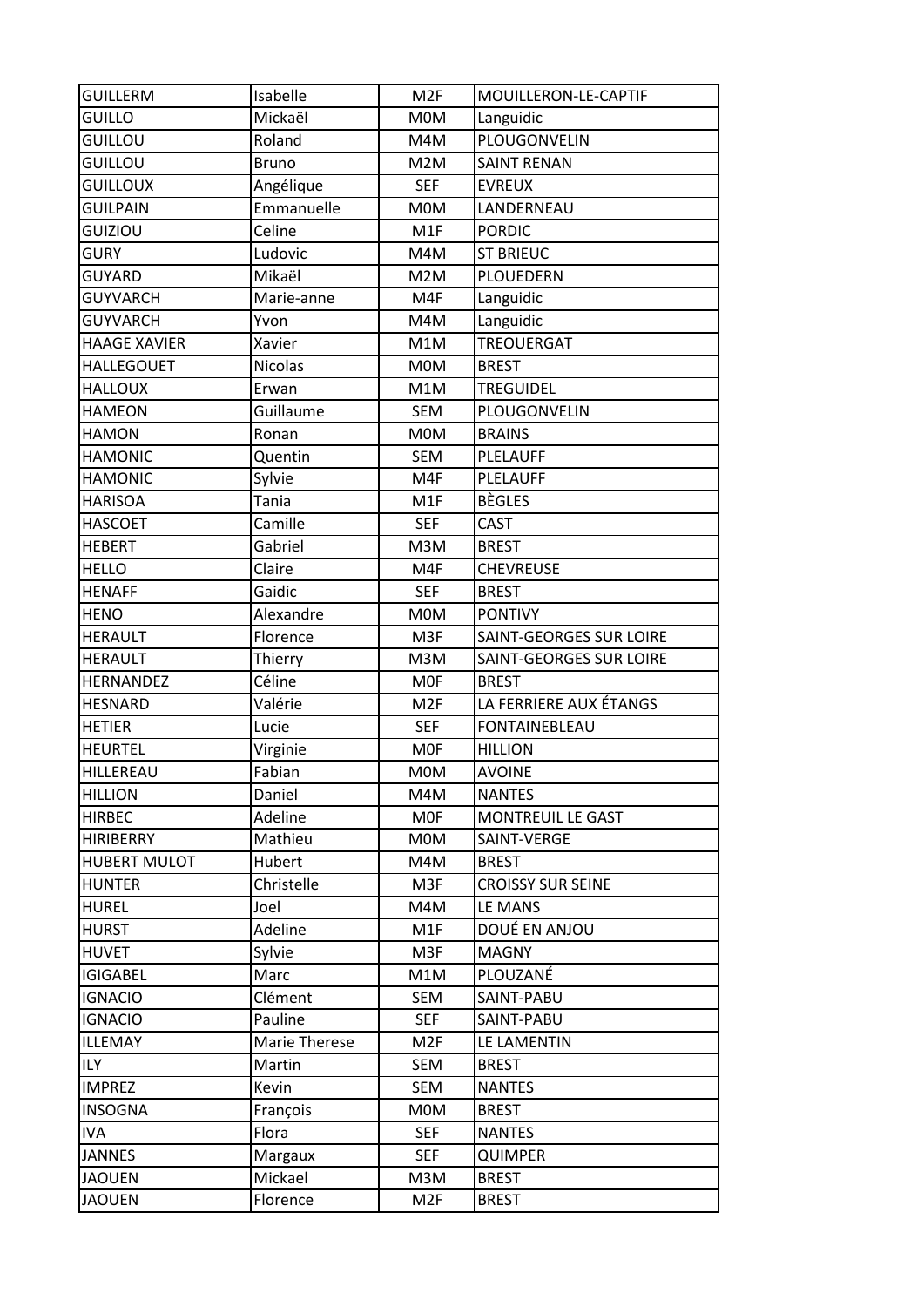| GUILLERM | Isabelle | M2F | MOUILLERON-LE-CAPTIF |
|---|---|---|---|
| GUILLO | Mickaël | M0M | Languidic |
| GUILLOU | Roland | M4M | PLOUGONVELIN |
| GUILLOU | Bruno | M2M | SAINT RENAN |
| GUILLOUX | Angélique | SEF | EVREUX |
| GUILPAIN | Emmanuelle | M0M | LANDERNEAU |
| GUIZIOU | Celine | M1F | PORDIC |
| GURY | Ludovic | M4M | ST BRIEUC |
| GUYARD | Mikaël | M2M | PLOUEDERN |
| GUYVARCH | Marie-anne | M4F | Languidic |
| GUYVARCH | Yvon | M4M | Languidic |
| HAAGE XAVIER | Xavier | M1M | TREOUERGAT |
| HALLEGOUET | Nicolas | M0M | BREST |
| HALLOUX | Erwan | M1M | TREGUIDEL |
| HAMEON | Guillaume | SEM | PLOUGONVELIN |
| HAMON | Ronan | M0M | BRAINS |
| HAMONIC | Quentin | SEM | PLELAUFF |
| HAMONIC | Sylvie | M4F | PLELAUFF |
| HARISOA | Tania | M1F | BÈGLES |
| HASCOET | Camille | SEF | CAST |
| HEBERT | Gabriel | M3M | BREST |
| HELLO | Claire | M4F | CHEVREUSE |
| HENAFF | Gaidic | SEF | BREST |
| HENO | Alexandre | M0M | PONTIVY |
| HERAULT | Florence | M3F | SAINT-GEORGES SUR LOIRE |
| HERAULT | Thierry | M3M | SAINT-GEORGES SUR LOIRE |
| HERNANDEZ | Céline | M0F | BREST |
| HESNARD | Valérie | M2F | LA FERRIERE AUX ÉTANGS |
| HETIER | Lucie | SEF | FONTAINEBLEAU |
| HEURTEL | Virginie | M0F | HILLION |
| HILLEREAU | Fabian | M0M | AVOINE |
| HILLION | Daniel | M4M | NANTES |
| HIRBEC | Adeline | M0F | MONTREUIL LE GAST |
| HIRIBERRY | Mathieu | M0M | SAINT-VERGE |
| HUBERT MULOT | Hubert | M4M | BREST |
| HUNTER | Christelle | M3F | CROISSY SUR SEINE |
| HUREL | Joel | M4M | LE MANS |
| HURST | Adeline | M1F | DOUÉ EN ANJOU |
| HUVET | Sylvie | M3F | MAGNY |
| IGIGABEL | Marc | M1M | PLOUZANÉ |
| IGNACIO | Clément | SEM | SAINT-PABU |
| IGNACIO | Pauline | SEF | SAINT-PABU |
| ILLEMAY | Marie Therese | M2F | LE LAMENTIN |
| ILY | Martin | SEM | BREST |
| IMPREZ | Kevin | SEM | NANTES |
| INSOGNA | François | M0M | BREST |
| IVA | Flora | SEF | NANTES |
| JANNES | Margaux | SEF | QUIMPER |
| JAOUEN | Mickael | M3M | BREST |
| JAOUEN | Florence | M2F | BREST |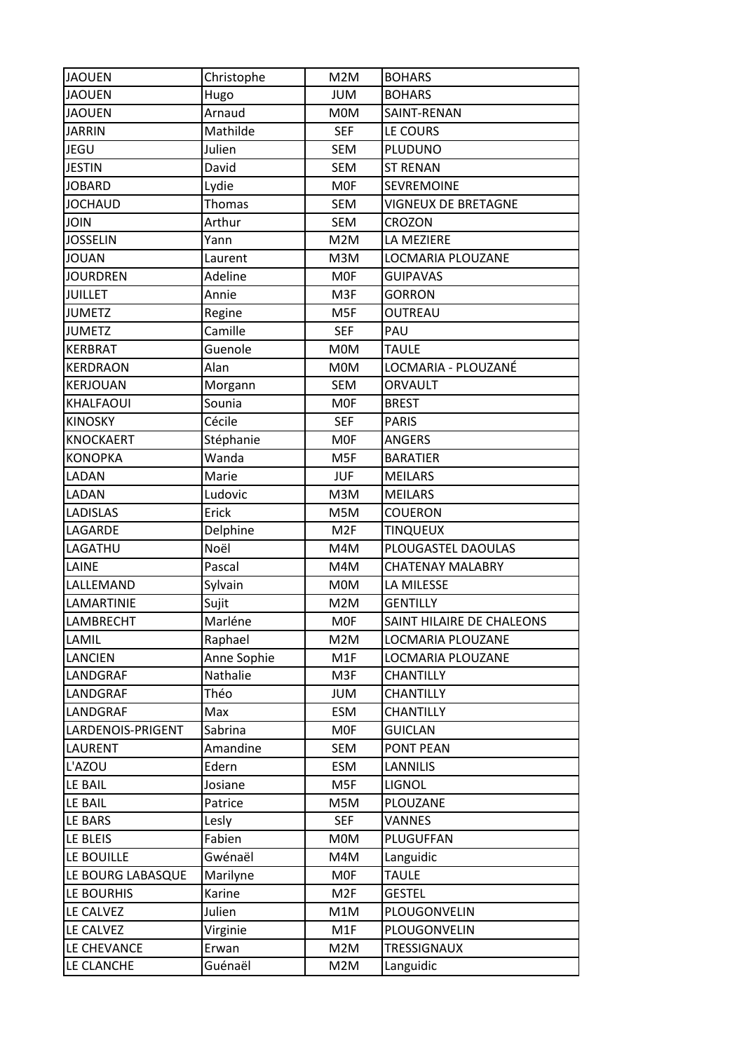| | | | |
|---|---|---|---|
| JAOUEN | Christophe | M2M | BOHARS |
| JAOUEN | Hugo | JUM | BOHARS |
| JAOUEN | Arnaud | M0M | SAINT-RENAN |
| JARRIN | Mathilde | SEF | LE COURS |
| JEGU | Julien | SEM | PLUDUNO |
| JESTIN | David | SEM | ST RENAN |
| JOBARD | Lydie | M0F | SEVREMOINE |
| JOCHAUD | Thomas | SEM | VIGNEUX DE BRETAGNE |
| JOIN | Arthur | SEM | CROZON |
| JOSSELIN | Yann | M2M | LA MEZIERE |
| JOUAN | Laurent | M3M | LOCMARIA PLOUZANE |
| JOURDREN | Adeline | M0F | GUIPAVAS |
| JUILLET | Annie | M3F | GORRON |
| JUMETZ | Regine | M5F | OUTREAU |
| JUMETZ | Camille | SEF | PAU |
| KERBRAT | Guenole | M0M | TAULE |
| KERDRAON | Alan | M0M | LOCMARIA - PLOUZANÉ |
| KERJOUAN | Morgann | SEM | ORVAULT |
| KHALFAOUI | Sounia | M0F | BREST |
| KINOSKY | Cécile | SEF | PARIS |
| KNOCKAERT | Stéphanie | M0F | ANGERS |
| KONOPKA | Wanda | M5F | BARATIER |
| LADAN | Marie | JUF | MEILARS |
| LADAN | Ludovic | M3M | MEILARS |
| LADISLAS | Erick | M5M | COUERON |
| LAGARDE | Delphine | M2F | TINQUEUX |
| LAGATHU | Noël | M4M | PLOUGASTEL DAOULAS |
| LAINE | Pascal | M4M | CHATENAY MALABRY |
| LALLEMAND | Sylvain | M0M | LA MILESSE |
| LAMARTINIE | Sujit | M2M | GENTILLY |
| LAMBRECHT | Marléne | M0F | SAINT HILAIRE DE CHALEONS |
| LAMIL | Raphael | M2M | LOCMARIA PLOUZANE |
| LANCIEN | Anne Sophie | M1F | LOCMARIA PLOUZANE |
| LANDGRAF | Nathalie | M3F | CHANTILLY |
| LANDGRAF | Théo | JUM | CHANTILLY |
| LANDGRAF | Max | ESM | CHANTILLY |
| LARDENOIS-PRIGENT | Sabrina | M0F | GUICLAN |
| LAURENT | Amandine | SEM | PONT PEAN |
| L'AZOU | Edern | ESM | LANNILIS |
| LE BAIL | Josiane | M5F | LIGNOL |
| LE BAIL | Patrice | M5M | PLOUZANE |
| LE BARS | Lesly | SEF | VANNES |
| LE BLEIS | Fabien | M0M | PLUGUFFAN |
| LE BOUILLE | Gwénaël | M4M | Languidic |
| LE BOURG LABASQUE | Marilyne | M0F | TAULE |
| LE BOURHIS | Karine | M2F | GESTEL |
| LE CALVEZ | Julien | M1M | PLOUGONVELIN |
| LE CALVEZ | Virginie | M1F | PLOUGONVELIN |
| LE CHEVANCE | Erwan | M2M | TRESSIGNAUX |
| LE CLANCHE | Guénaël | M2M | Languidic |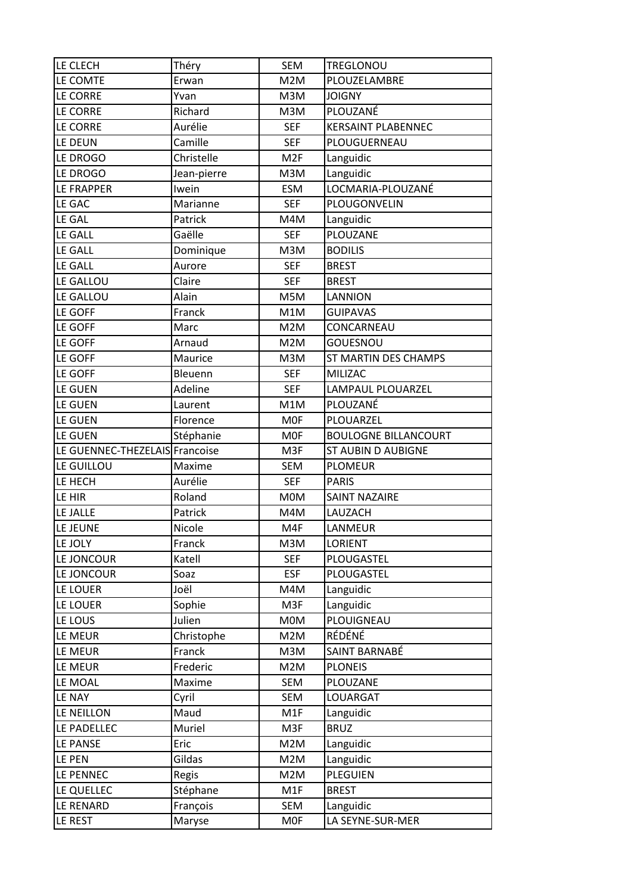| LE CLECH | Théry | SEM | TREGLONOU |
|---|---|---|---|
| LE COMTE | Erwan | M2M | PLOUZELAMBRE |
| LE CORRE | Yvan | M3M | JOIGNY |
| LE CORRE | Richard | M3M | PLOUZANÉ |
| LE CORRE | Aurélie | SEF | KERSAINT PLABENNEC |
| LE DEUN | Camille | SEF | PLOUGUERNEAU |
| LE DROGO | Christelle | M2F | Languidic |
| LE DROGO | Jean-pierre | M3M | Languidic |
| LE FRAPPER | Iwein | ESM | LOCMARIA-PLOUZANÉ |
| LE GAC | Marianne | SEF | PLOUGONVELIN |
| LE GAL | Patrick | M4M | Languidic |
| LE GALL | Gaëlle | SEF | PLOUZANE |
| LE GALL | Dominique | M3M | BODILIS |
| LE GALL | Aurore | SEF | BREST |
| LE GALLOU | Claire | SEF | BREST |
| LE GALLOU | Alain | M5M | LANNION |
| LE GOFF | Franck | M1M | GUIPAVAS |
| LE GOFF | Marc | M2M | CONCARNEAU |
| LE GOFF | Arnaud | M2M | GOUESNOU |
| LE GOFF | Maurice | M3M | ST MARTIN DES CHAMPS |
| LE GOFF | Bleuenn | SEF | MILIZAC |
| LE GUEN | Adeline | SEF | LAMPAUL PLOUARZEL |
| LE GUEN | Laurent | M1M | PLOUZANÉ |
| LE GUEN | Florence | M0F | PLOUARZEL |
| LE GUEN | Stéphanie | M0F | BOULOGNE BILLANCOURT |
| LE GUENNEC-THEZELAIS | Francoise | M3F | ST AUBIN D AUBIGNE |
| LE GUILLOU | Maxime | SEM | PLOMEUR |
| LE HECH | Aurélie | SEF | PARIS |
| LE HIR | Roland | M0M | SAINT NAZAIRE |
| LE JALLE | Patrick | M4M | LAUZACH |
| LE JEUNE | Nicole | M4F | LANMEUR |
| LE JOLY | Franck | M3M | LORIENT |
| LE JONCOUR | Katell | SEF | PLOUGASTEL |
| LE JONCOUR | Soaz | ESF | PLOUGASTEL |
| LE LOUER | Joël | M4M | Languidic |
| LE LOUER | Sophie | M3F | Languidic |
| LE LOUS | Julien | M0M | PLOUIGNEAU |
| LE MEUR | Christophe | M2M | RÉDÉNÉ |
| LE MEUR | Franck | M3M | SAINT BARNABÉ |
| LE MEUR | Frederic | M2M | PLONEIS |
| LE MOAL | Maxime | SEM | PLOUZANE |
| LE NAY | Cyril | SEM | LOUARGAT |
| LE NEILLON | Maud | M1F | Languidic |
| LE PADELLEC | Muriel | M3F | BRUZ |
| LE PANSE | Eric | M2M | Languidic |
| LE PEN | Gildas | M2M | Languidic |
| LE PENNEC | Regis | M2M | PLEGUIEN |
| LE QUELLEC | Stéphane | M1F | BREST |
| LE RENARD | François | SEM | Languidic |
| LE REST | Maryse | M0F | LA SEYNE-SUR-MER |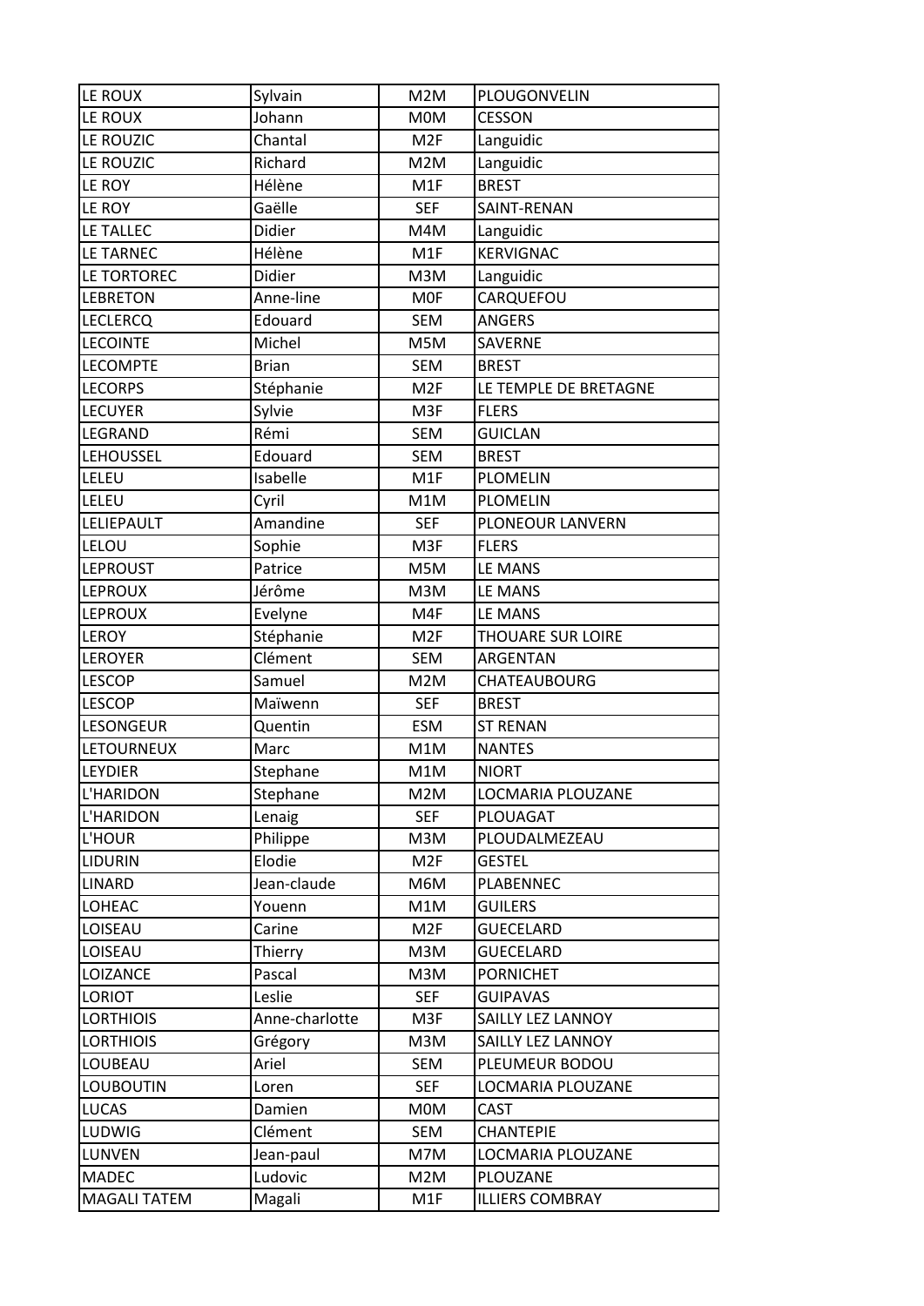| LE ROUX | Sylvain | M2M | PLOUGONVELIN |
|---|---|---|---|
| LE ROUX | Johann | M0M | CESSON |
| LE ROUZIC | Chantal | M2F | Languidic |
| LE ROUZIC | Richard | M2M | Languidic |
| LE ROY | Hélène | M1F | BREST |
| LE ROY | Gaëlle | SEF | SAINT-RENAN |
| LE TALLEC | Didier | M4M | Languidic |
| LE TARNEC | Hélène | M1F | KERVIGNAC |
| LE TORTOREC | Didier | M3M | Languidic |
| LEBRETON | Anne-line | M0F | CARQUEFOU |
| LECLERCQ | Edouard | SEM | ANGERS |
| LECOINTE | Michel | M5M | SAVERNE |
| LECOMPTE | Brian | SEM | BREST |
| LECORPS | Stéphanie | M2F | LE TEMPLE DE BRETAGNE |
| LECUYER | Sylvie | M3F | FLERS |
| LEGRAND | Rémi | SEM | GUICLAN |
| LEHOUSSEL | Edouard | SEM | BREST |
| LELEU | Isabelle | M1F | PLOMELIN |
| LELEU | Cyril | M1M | PLOMELIN |
| LELIEPAULT | Amandine | SEF | PLONEOUR LANVERN |
| LELOU | Sophie | M3F | FLERS |
| LEPROUST | Patrice | M5M | LE MANS |
| LEPROUX | Jérôme | M3M | LE MANS |
| LEPROUX | Evelyne | M4F | LE MANS |
| LEROY | Stéphanie | M2F | THOUARE SUR LOIRE |
| LEROYER | Clément | SEM | ARGENTAN |
| LESCOP | Samuel | M2M | CHATEAUBOURG |
| LESCOP | Maïwenn | SEF | BREST |
| LESONGEUR | Quentin | ESM | ST RENAN |
| LETOURNEUX | Marc | M1M | NANTES |
| LEYDIER | Stephane | M1M | NIORT |
| L'HARIDON | Stephane | M2M | LOCMARIA PLOUZANE |
| L'HARIDON | Lenaig | SEF | PLOUAGAT |
| L'HOUR | Philippe | M3M | PLOUDALMEZEAU |
| LIDURIN | Elodie | M2F | GESTEL |
| LINARD | Jean-claude | M6M | PLABENNEC |
| LOHEAC | Youenn | M1M | GUILERS |
| LOISEAU | Carine | M2F | GUECELARD |
| LOISEAU | Thierry | M3M | GUECELARD |
| LOIZANCE | Pascal | M3M | PORNICHET |
| LORIOT | Leslie | SEF | GUIPAVAS |
| LORTHIOIS | Anne-charlotte | M3F | SAILLY LEZ LANNOY |
| LORTHIOIS | Grégory | M3M | SAILLY LEZ LANNOY |
| LOUBEAU | Ariel | SEM | PLEUMEUR BODOU |
| LOUBOUTIN | Loren | SEF | LOCMARIA PLOUZANE |
| LUCAS | Damien | M0M | CAST |
| LUDWIG | Clément | SEM | CHANTEPIE |
| LUNVEN | Jean-paul | M7M | LOCMARIA PLOUZANE |
| MADEC | Ludovic | M2M | PLOUZANE |
| MAGALI TATEM | Magali | M1F | ILLIERS COMBRAY |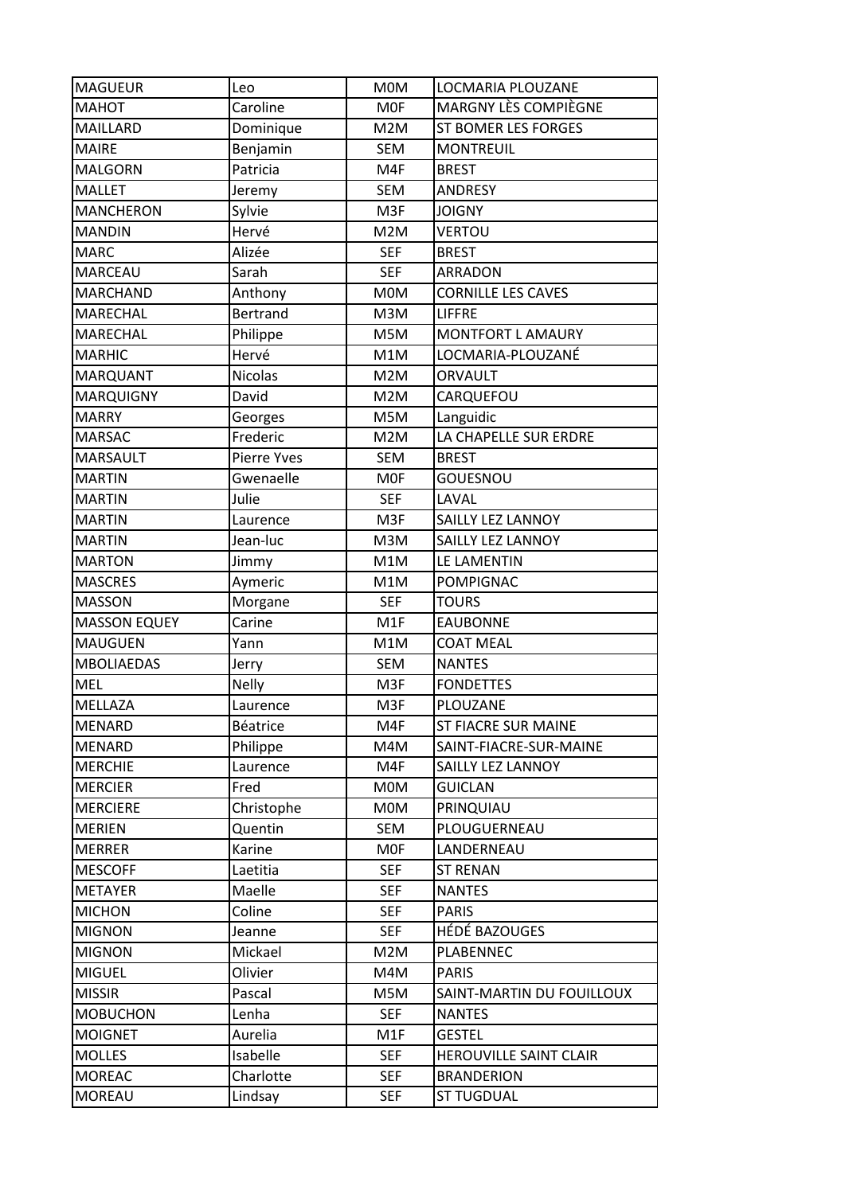| MAGUEUR | Leo | M0M | LOCMARIA PLOUZANE |
|---|---|---|---|
| MAHOT | Caroline | M0F | MARGNY LÈS COMPIÈGNE |
| MAILLARD | Dominique | M2M | ST BOMER LES FORGES |
| MAIRE | Benjamin | SEM | MONTREUIL |
| MALGORN | Patricia | M4F | BREST |
| MALLET | Jeremy | SEM | ANDRESY |
| MANCHERON | Sylvie | M3F | JOIGNY |
| MANDIN | Hervé | M2M | VERTOU |
| MARC | Alizée | SEF | BREST |
| MARCEAU | Sarah | SEF | ARRADON |
| MARCHAND | Anthony | M0M | CORNILLE LES CAVES |
| MARECHAL | Bertrand | M3M | LIFFRE |
| MARECHAL | Philippe | M5M | MONTFORT L AMAURY |
| MARHIC | Hervé | M1M | LOCMARIA-PLOUZANÉ |
| MARQUANT | Nicolas | M2M | ORVAULT |
| MARQUIGNY | David | M2M | CARQUEFOU |
| MARRY | Georges | M5M | Languidic |
| MARSAC | Frederic | M2M | LA CHAPELLE SUR ERDRE |
| MARSAULT | Pierre Yves | SEM | BREST |
| MARTIN | Gwenaelle | M0F | GOUESNOU |
| MARTIN | Julie | SEF | LAVAL |
| MARTIN | Laurence | M3F | SAILLY LEZ LANNOY |
| MARTIN | Jean-luc | M3M | SAILLY LEZ LANNOY |
| MARTON | Jimmy | M1M | LE LAMENTIN |
| MASCRES | Aymeric | M1M | POMPIGNAC |
| MASSON | Morgane | SEF | TOURS |
| MASSON EQUEY | Carine | M1F | EAUBONNE |
| MAUGUEN | Yann | M1M | COAT MEAL |
| MBOLIAEDAS | Jerry | SEM | NANTES |
| MEL | Nelly | M3F | FONDETTES |
| MELLAZA | Laurence | M3F | PLOUZANE |
| MENARD | Béatrice | M4F | ST FIACRE SUR MAINE |
| MENARD | Philippe | M4M | SAINT-FIACRE-SUR-MAINE |
| MERCHIE | Laurence | M4F | SAILLY LEZ LANNOY |
| MERCIER | Fred | M0M | GUICLAN |
| MERCIERE | Christophe | M0M | PRINQUIAU |
| MERIEN | Quentin | SEM | PLOUGUERNEAU |
| MERRER | Karine | M0F | LANDERNEAU |
| MESCOFF | Laetitia | SEF | ST RENAN |
| METAYER | Maelle | SEF | NANTES |
| MICHON | Coline | SEF | PARIS |
| MIGNON | Jeanne | SEF | HÉDÉ BAZOUGES |
| MIGNON | Mickael | M2M | PLABENNEC |
| MIGUEL | Olivier | M4M | PARIS |
| MISSIR | Pascal | M5M | SAINT-MARTIN DU FOUILLOUX |
| MOBUCHON | Lenha | SEF | NANTES |
| MOIGNET | Aurelia | M1F | GESTEL |
| MOLLES | Isabelle | SEF | HEROUVILLE SAINT CLAIR |
| MOREAC | Charlotte | SEF | BRANDERION |
| MOREAU | Lindsay | SEF | ST TUGDUAL |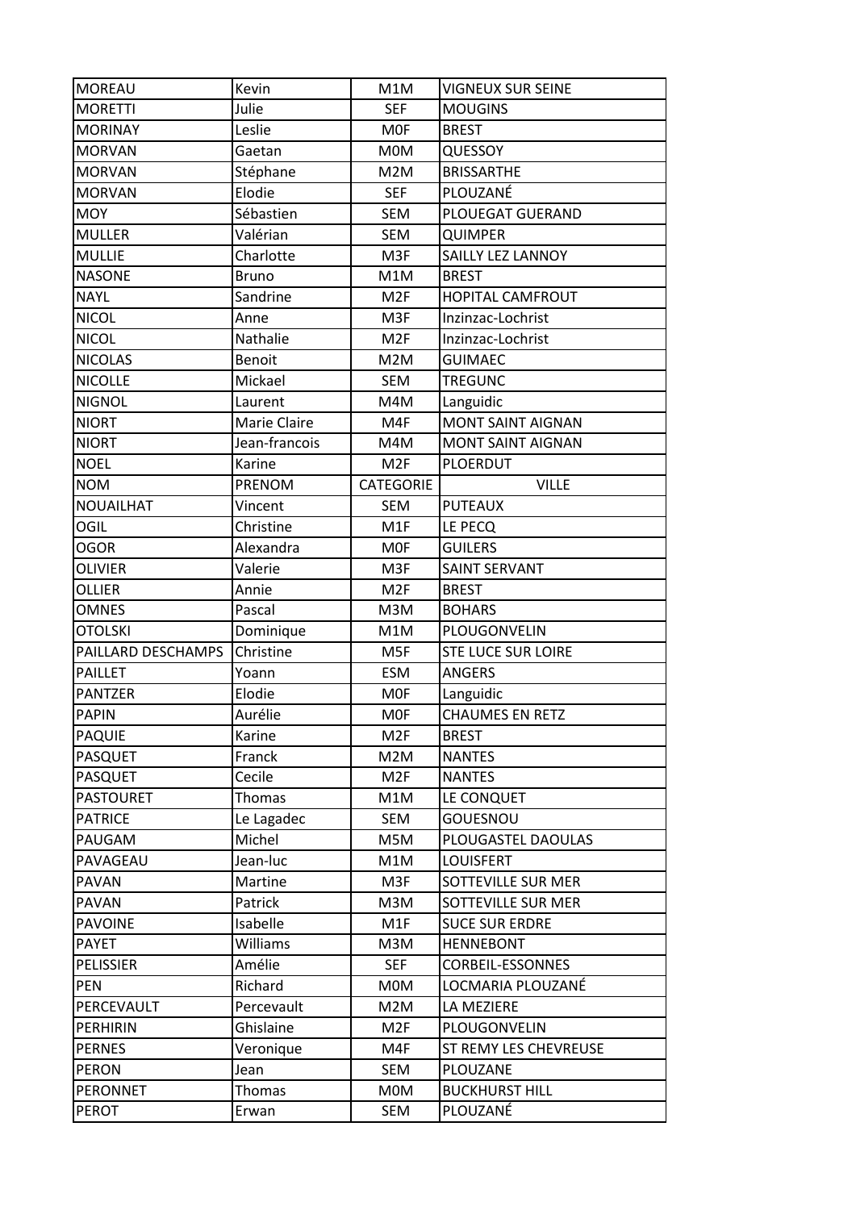| MOREAU | Kevin | M1M | VIGNEUX SUR SEINE |
|---|---|---|---|
| MORETTI | Julie | SEF | MOUGINS |
| MORINAY | Leslie | M0F | BREST |
| MORVAN | Gaetan | M0M | QUESSOY |
| MORVAN | Stéphane | M2M | BRISSARTHE |
| MORVAN | Elodie | SEF | PLOUZANÉ |
| MOY | Sébastien | SEM | PLOUEGAT GUERAND |
| MULLER | Valérian | SEM | QUIMPER |
| MULLIE | Charlotte | M3F | SAILLY LEZ LANNOY |
| NASONE | Bruno | M1M | BREST |
| NAYL | Sandrine | M2F | HOPITAL CAMFROUT |
| NICOL | Anne | M3F | Inzinzac-Lochrist |
| NICOL | Nathalie | M2F | Inzinzac-Lochrist |
| NICOLAS | Benoit | M2M | GUIMAEC |
| NICOLLE | Mickael | SEM | TREGUNC |
| NIGNOL | Laurent | M4M | Languidic |
| NIORT | Marie Claire | M4F | MONT SAINT AIGNAN |
| NIORT | Jean-francois | M4M | MONT SAINT AIGNAN |
| NOEL | Karine | M2F | PLOERDUT |
| NOM | PRENOM | CATEGORIE | VILLE |
| NOUAILHAT | Vincent | SEM | PUTEAUX |
| OGIL | Christine | M1F | LE PECQ |
| OGOR | Alexandra | M0F | GUILERS |
| OLIVIER | Valerie | M3F | SAINT SERVANT |
| OLLIER | Annie | M2F | BREST |
| OMNES | Pascal | M3M | BOHARS |
| OTOLSKI | Dominique | M1M | PLOUGONVELIN |
| PAILLARD DESCHAMPS | Christine | M5F | STE LUCE SUR LOIRE |
| PAILLET | Yoann | ESM | ANGERS |
| PANTZER | Elodie | M0F | Languidic |
| PAPIN | Aurélie | M0F | CHAUMES EN RETZ |
| PAQUIE | Karine | M2F | BREST |
| PASQUET | Franck | M2M | NANTES |
| PASQUET | Cecile | M2F | NANTES |
| PASTOURET | Thomas | M1M | LE CONQUET |
| PATRICE | Le Lagadec | SEM | GOUESNOU |
| PAUGAM | Michel | M5M | PLOUGASTEL DAOULAS |
| PAVAGEAU | Jean-luc | M1M | LOUISFERT |
| PAVAN | Martine | M3F | SOTTEVILLE SUR MER |
| PAVAN | Patrick | M3M | SOTTEVILLE SUR MER |
| PAVOINE | Isabelle | M1F | SUCE SUR ERDRE |
| PAYET | Williams | M3M | HENNEBONT |
| PELISSIER | Amélie | SEF | CORBEIL-ESSONNES |
| PEN | Richard | M0M | LOCMARIA PLOUZANÉ |
| PERCEVAULT | Percevault | M2M | LA MEZIERE |
| PERHIRIN | Ghislaine | M2F | PLOUGONVELIN |
| PERNES | Veronique | M4F | ST REMY LES CHEVREUSE |
| PERON | Jean | SEM | PLOUZANE |
| PERONNET | Thomas | M0M | BUCKHURST HILL |
| PEROT | Erwan | SEM | PLOUZANÉ |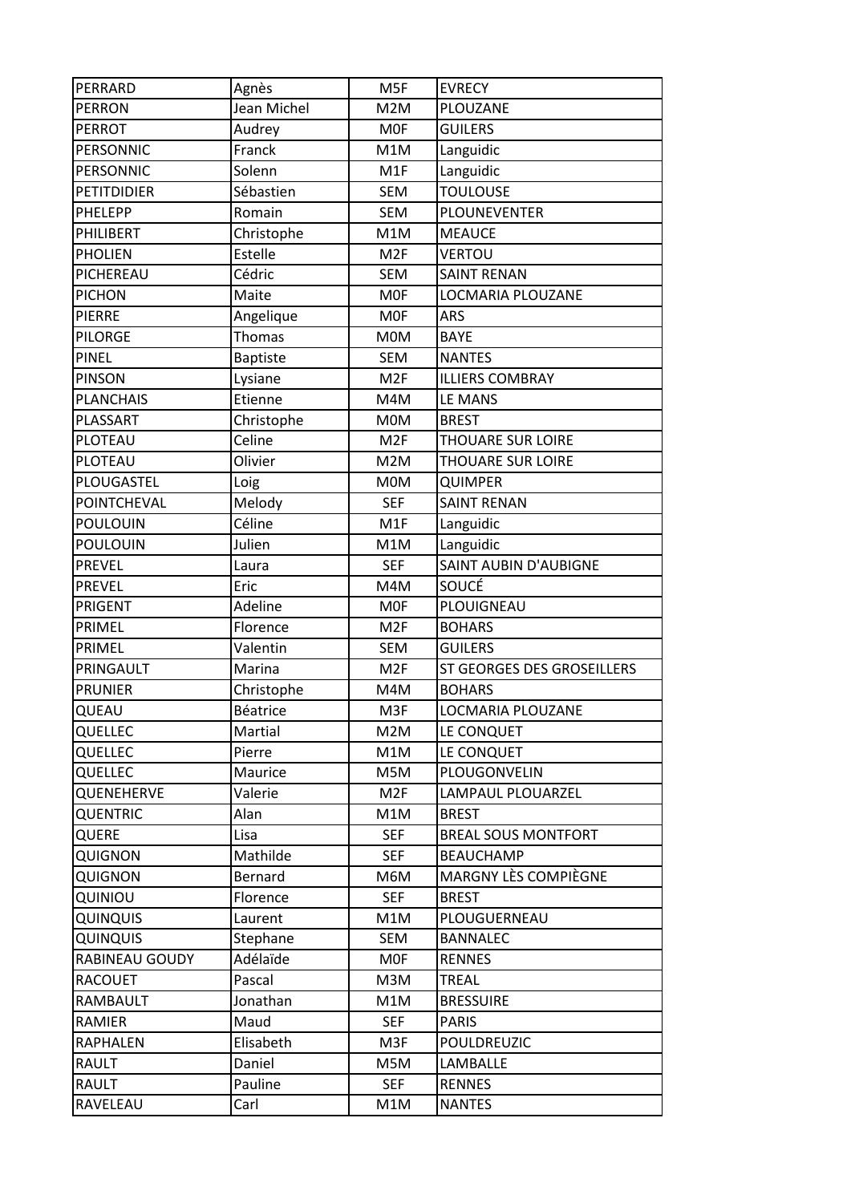| PERRARD | Agnès | M5F | EVRECY |
|---|---|---|---|
| PERRON | Jean Michel | M2M | PLOUZANE |
| PERROT | Audrey | M0F | GUILERS |
| PERSONNIC | Franck | M1M | Languidic |
| PERSONNIC | Solenn | M1F | Languidic |
| PETITDIDIER | Sébastien | SEM | TOULOUSE |
| PHELEPP | Romain | SEM | PLOUNEVENTER |
| PHILIBERT | Christophe | M1M | MEAUCE |
| PHOLIEN | Estelle | M2F | VERTOU |
| PICHEREAU | Cédric | SEM | SAINT RENAN |
| PICHON | Maite | M0F | LOCMARIA PLOUZANE |
| PIERRE | Angelique | M0F | ARS |
| PILORGE | Thomas | M0M | BAYE |
| PINEL | Baptiste | SEM | NANTES |
| PINSON | Lysiane | M2F | ILLIERS COMBRAY |
| PLANCHAIS | Etienne | M4M | LE MANS |
| PLASSART | Christophe | M0M | BREST |
| PLOTEAU | Celine | M2F | THOUARE SUR LOIRE |
| PLOTEAU | Olivier | M2M | THOUARE SUR LOIRE |
| PLOUGASTEL | Loig | M0M | QUIMPER |
| POINTCHEVAL | Melody | SEF | SAINT RENAN |
| POULOUIN | Céline | M1F | Languidic |
| POULOUIN | Julien | M1M | Languidic |
| PREVEL | Laura | SEF | SAINT AUBIN D'AUBIGNE |
| PREVEL | Eric | M4M | SOUCÉ |
| PRIGENT | Adeline | M0F | PLOUIGNEAU |
| PRIMEL | Florence | M2F | BOHARS |
| PRIMEL | Valentin | SEM | GUILERS |
| PRINGAULT | Marina | M2F | ST GEORGES DES GROSEILLERS |
| PRUNIER | Christophe | M4M | BOHARS |
| QUEAU | Béatrice | M3F | LOCMARIA PLOUZANE |
| QUELLEC | Martial | M2M | LE CONQUET |
| QUELLEC | Pierre | M1M | LE CONQUET |
| QUELLEC | Maurice | M5M | PLOUGONVELIN |
| QUENEHERVE | Valerie | M2F | LAMPAUL PLOUARZEL |
| QUENTRIC | Alan | M1M | BREST |
| QUERE | Lisa | SEF | BREAL SOUS MONTFORT |
| QUIGNON | Mathilde | SEF | BEAUCHAMP |
| QUIGNON | Bernard | M6M | MARGNY LÈS COMPIÈGNE |
| QUINIOU | Florence | SEF | BREST |
| QUINQUIS | Laurent | M1M | PLOUGUERNEAU |
| QUINQUIS | Stephane | SEM | BANNALEC |
| RABINEAU GOUDY | Adélaïde | M0F | RENNES |
| RACOUET | Pascal | M3M | TREAL |
| RAMBAULT | Jonathan | M1M | BRESSUIRE |
| RAMIER | Maud | SEF | PARIS |
| RAPHALEN | Elisabeth | M3F | POULDREUZIC |
| RAULT | Daniel | M5M | LAMBALLE |
| RAULT | Pauline | SEF | RENNES |
| RAVELEAU | Carl | M1M | NANTES |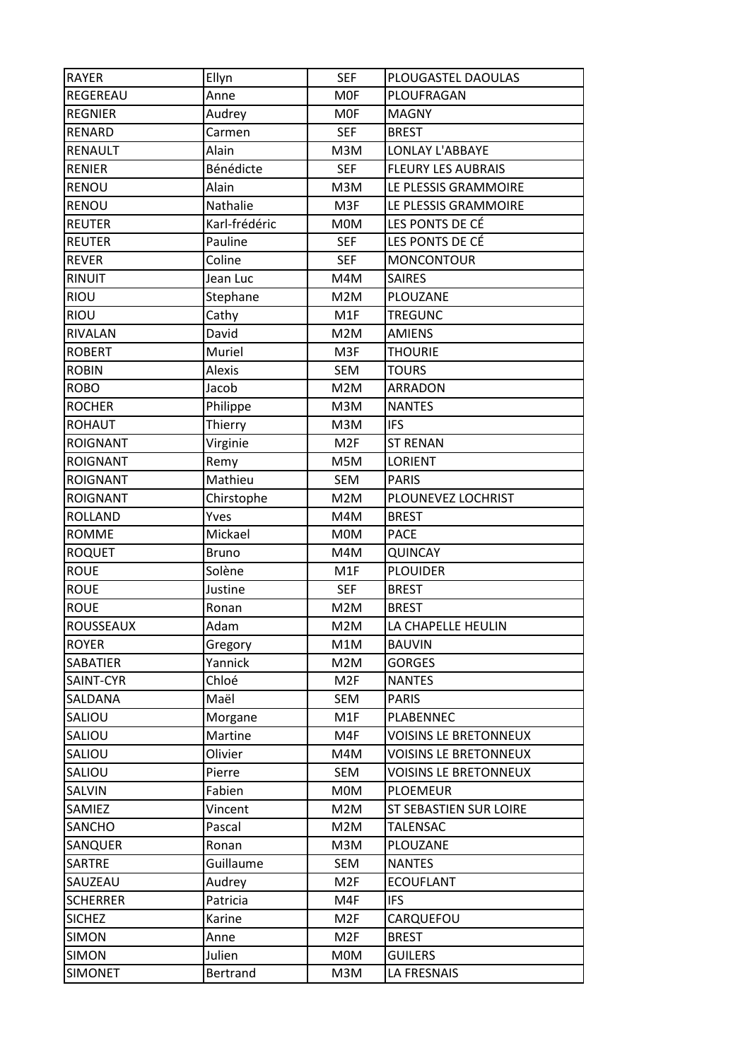| RAYER | Ellyn | SEF | PLOUGASTEL DAOULAS |
|---|---|---|---|
| REGEREAU | Anne | M0F | PLOUFRAGAN |
| REGNIER | Audrey | M0F | MAGNY |
| RENARD | Carmen | SEF | BREST |
| RENAULT | Alain | M3M | LONLAY L'ABBAYE |
| RENIER | Bénédicte | SEF | FLEURY LES AUBRAIS |
| RENOU | Alain | M3M | LE PLESSIS GRAMMOIRE |
| RENOU | Nathalie | M3F | LE PLESSIS GRAMMOIRE |
| REUTER | Karl-frédéric | M0M | LES PONTS DE CÉ |
| REUTER | Pauline | SEF | LES PONTS DE CÉ |
| REVER | Coline | SEF | MONCONTOUR |
| RINUIT | Jean Luc | M4M | SAIRES |
| RIOU | Stephane | M2M | PLOUZANE |
| RIOU | Cathy | M1F | TREGUNC |
| RIVALAN | David | M2M | AMIENS |
| ROBERT | Muriel | M3F | THOURIE |
| ROBIN | Alexis | SEM | TOURS |
| ROBO | Jacob | M2M | ARRADON |
| ROCHER | Philippe | M3M | NANTES |
| ROHAUT | Thierry | M3M | IFS |
| ROIGNANT | Virginie | M2F | ST RENAN |
| ROIGNANT | Remy | M5M | LORIENT |
| ROIGNANT | Mathieu | SEM | PARIS |
| ROIGNANT | Chirstophe | M2M | PLOUNEVEZ LOCHRIST |
| ROLLAND | Yves | M4M | BREST |
| ROMME | Mickael | M0M | PACE |
| ROQUET | Bruno | M4M | QUINCAY |
| ROUE | Solène | M1F | PLOUIDER |
| ROUE | Justine | SEF | BREST |
| ROUE | Ronan | M2M | BREST |
| ROUSSEAUX | Adam | M2M | LA CHAPELLE HEULIN |
| ROYER | Gregory | M1M | BAUVIN |
| SABATIER | Yannick | M2M | GORGES |
| SAINT-CYR | Chloé | M2F | NANTES |
| SALDANA | Maël | SEM | PARIS |
| SALIOU | Morgane | M1F | PLABENNEC |
| SALIOU | Martine | M4F | VOISINS LE BRETONNEUX |
| SALIOU | Olivier | M4M | VOISINS LE BRETONNEUX |
| SALIOU | Pierre | SEM | VOISINS LE BRETONNEUX |
| SALVIN | Fabien | M0M | PLOEMEUR |
| SAMIEZ | Vincent | M2M | ST SEBASTIEN SUR LOIRE |
| SANCHO | Pascal | M2M | TALENSAC |
| SANQUER | Ronan | M3M | PLOUZANE |
| SARTRE | Guillaume | SEM | NANTES |
| SAUZEAU | Audrey | M2F | ECOUFLANT |
| SCHERRER | Patricia | M4F | IFS |
| SICHEZ | Karine | M2F | CARQUEFOU |
| SIMON | Anne | M2F | BREST |
| SIMON | Julien | M0M | GUILERS |
| SIMONET | Bertrand | M3M | LA FRESNAIS |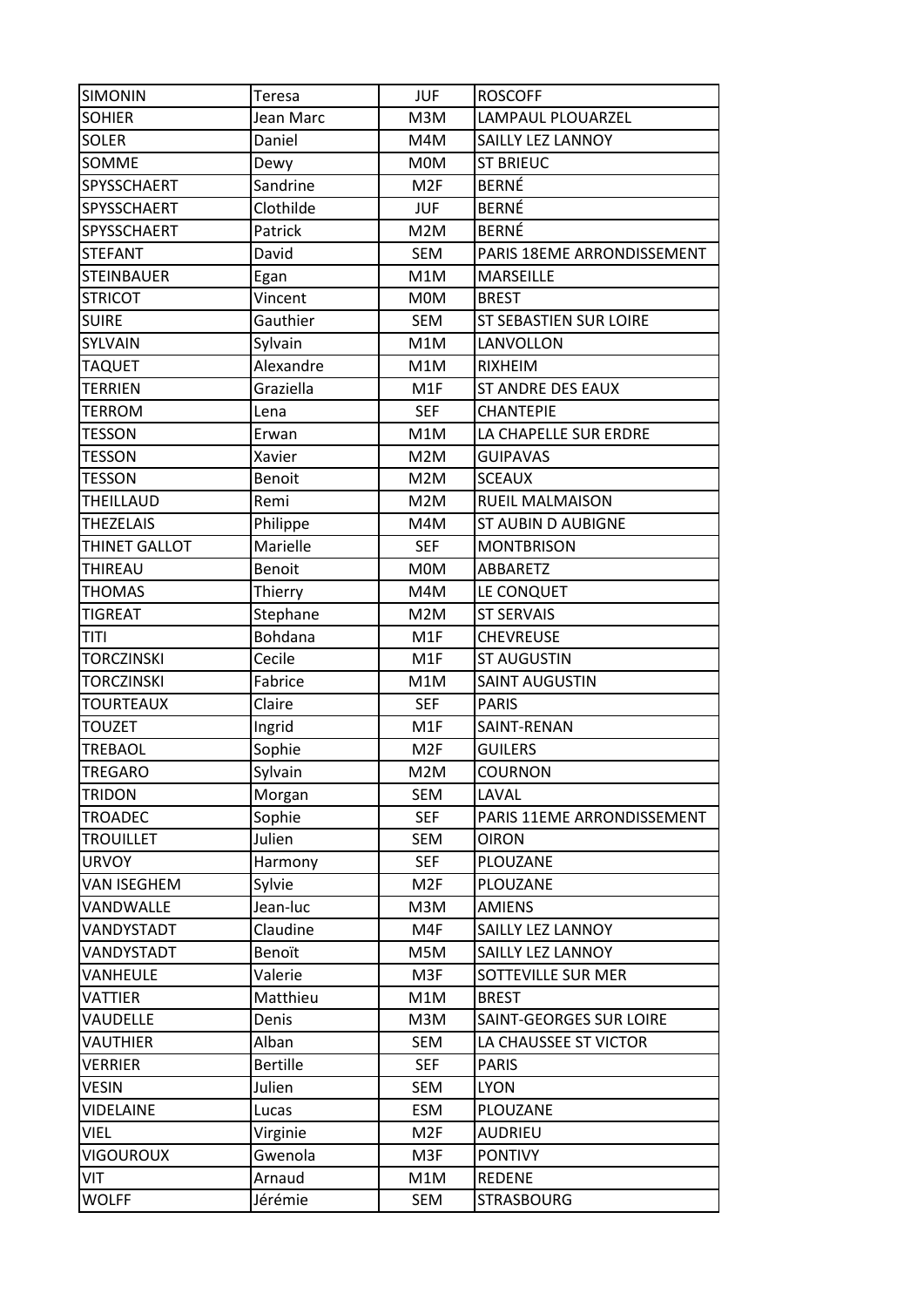| SIMONIN | Teresa | JUF | ROSCOFF |
|---|---|---|---|
| SOHIER | Jean Marc | M3M | LAMPAUL PLOUARZEL |
| SOLER | Daniel | M4M | SAILLY LEZ LANNOY |
| SOMME | Dewy | M0M | ST BRIEUC |
| SPYSSCHAERT | Sandrine | M2F | BERNÉ |
| SPYSSCHAERT | Clothilde | JUF | BERNÉ |
| SPYSSCHAERT | Patrick | M2M | BERNÉ |
| STEFANT | David | SEM | PARIS 18EME ARRONDISSEMENT |
| STEINBAUER | Egan | M1M | MARSEILLE |
| STRICOT | Vincent | M0M | BREST |
| SUIRE | Gauthier | SEM | ST SEBASTIEN SUR LOIRE |
| SYLVAIN | Sylvain | M1M | LANVOLLON |
| TAQUET | Alexandre | M1M | RIXHEIM |
| TERRIEN | Graziella | M1F | ST ANDRE DES EAUX |
| TERROM | Lena | SEF | CHANTEPIE |
| TESSON | Erwan | M1M | LA CHAPELLE SUR ERDRE |
| TESSON | Xavier | M2M | GUIPAVAS |
| TESSON | Benoit | M2M | SCEAUX |
| THEILLAUD | Remi | M2M | RUEIL MALMAISON |
| THEZELAIS | Philippe | M4M | ST AUBIN D AUBIGNE |
| THINET GALLOT | Marielle | SEF | MONTBRISON |
| THIREAU | Benoit | M0M | ABBARETZ |
| THOMAS | Thierry | M4M | LE CONQUET |
| TIGREAT | Stephane | M2M | ST SERVAIS |
| TITI | Bohdana | M1F | CHEVREUSE |
| TORCZINSKI | Cecile | M1F | ST AUGUSTIN |
| TORCZINSKI | Fabrice | M1M | SAINT AUGUSTIN |
| TOURTEAUX | Claire | SEF | PARIS |
| TOUZET | Ingrid | M1F | SAINT-RENAN |
| TREBAOL | Sophie | M2F | GUILERS |
| TREGARO | Sylvain | M2M | COURNON |
| TRIDON | Morgan | SEM | LAVAL |
| TROADEC | Sophie | SEF | PARIS 11EME ARRONDISSEMENT |
| TROUILLET | Julien | SEM | OIRON |
| URVOY | Harmony | SEF | PLOUZANE |
| VAN ISEGHEM | Sylvie | M2F | PLOUZANE |
| VANDWALLE | Jean-luc | M3M | AMIENS |
| VANDYSTADT | Claudine | M4F | SAILLY LEZ LANNOY |
| VANDYSTADT | Benoït | M5M | SAILLY LEZ LANNOY |
| VANHEULE | Valerie | M3F | SOTTEVILLE SUR MER |
| VATTIER | Matthieu | M1M | BREST |
| VAUDELLE | Denis | M3M | SAINT-GEORGES SUR LOIRE |
| VAUTHIER | Alban | SEM | LA CHAUSSEE ST VICTOR |
| VERRIER | Bertille | SEF | PARIS |
| VESIN | Julien | SEM | LYON |
| VIDELAINE | Lucas | ESM | PLOUZANE |
| VIEL | Virginie | M2F | AUDRIEU |
| VIGOUROUX | Gwenola | M3F | PONTIVY |
| VIT | Arnaud | M1M | REDENE |
| WOLFF | Jérémie | SEM | STRASBOURG |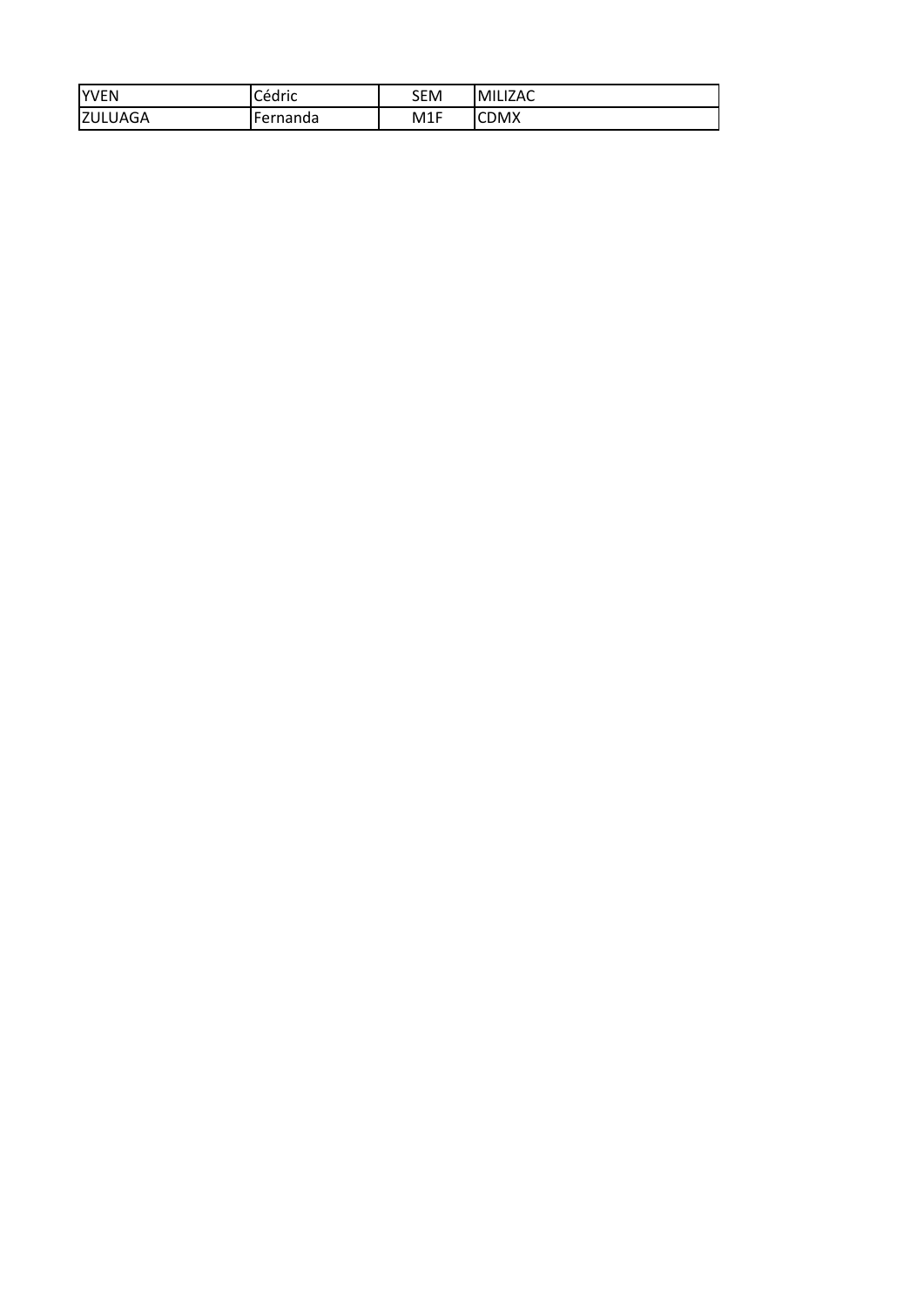| | | | |
|---|---|---|---|
| YVEN | Cédric | SEM | MILIZAC |
| ZULUAGA | Fernanda | M1F | CDMX |